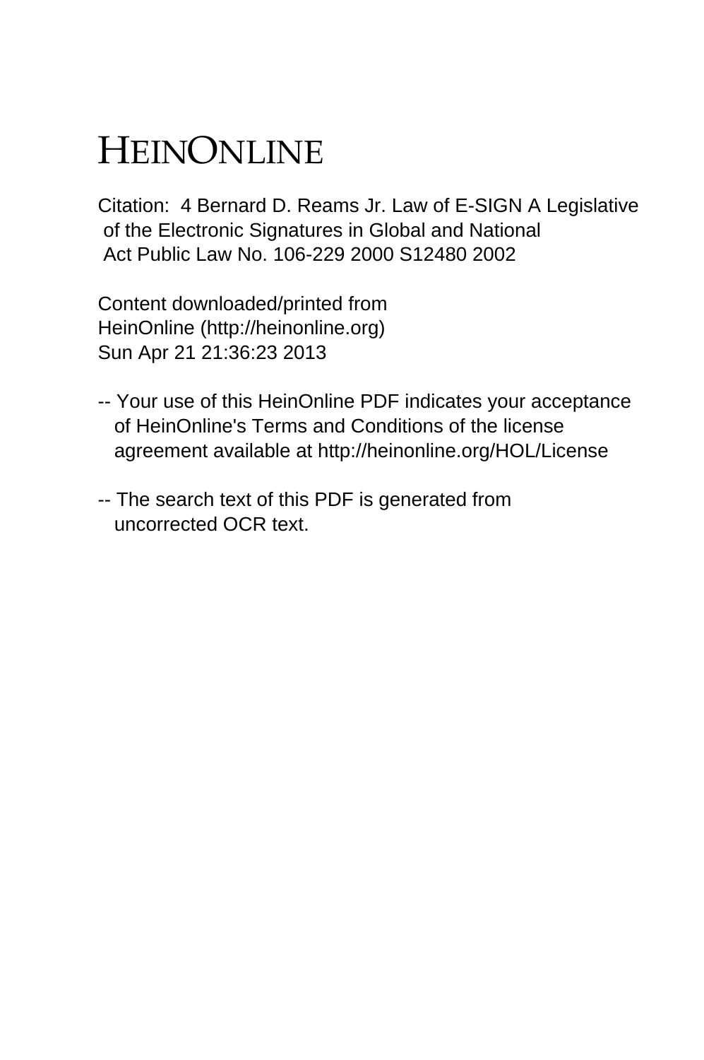# HEINONLINE

Citation: 4 Bernard D. Reams Jr. Law of E-SIGN A Legislative of the Electronic Signatures in Global and National Act Public Law No. 106-229 2000 S12480 2002

Content downloaded/printed from
HeinOnline (http://heinonline.org)
Sun Apr 21 21:36:23 2013

-- Your use of this HeinOnline PDF indicates your acceptance of HeinOnline's Terms and Conditions of the license agreement available at http://heinonline.org/HOL/License

-- The search text of this PDF is generated from uncorrected OCR text.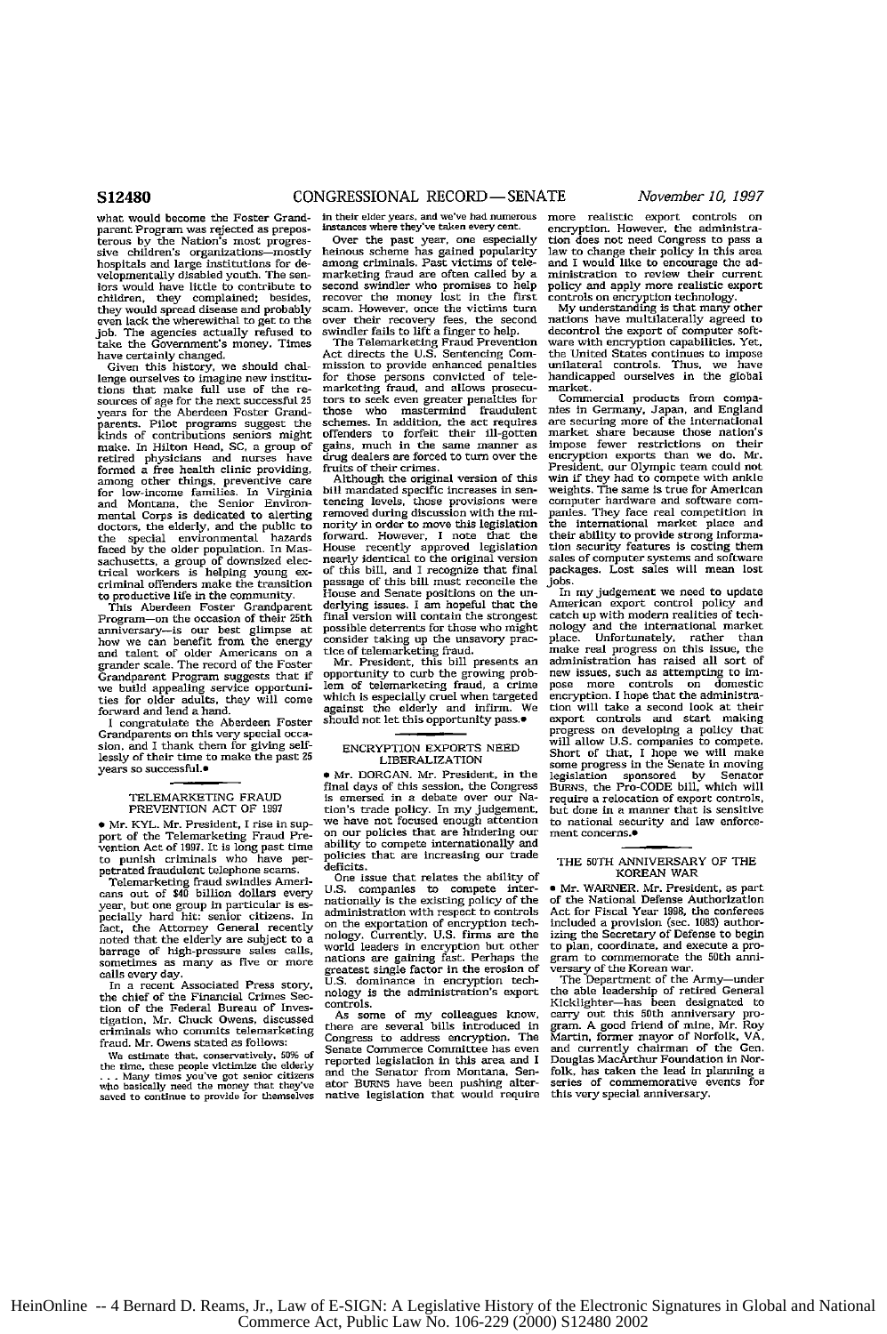what would become the Foster Grandparent Program was rejected as preposterous by the Nation's most progressive children's organizations—mostly hospitals and large institutions for developmentally disabled youth. The seniors would have little to contribute to children, they complained; besides, they would spread disease and probably even lack the wherewithal to get to the job. The agencies actually refused to take the Government's money. Times have certainly changed.

Given this history, we should challenge ourselves to imagine new institutions that make full use of the resources of age for the next successful 25 years for the Aberdeen Foster Grandparents. Pilot programs suggest the kinds of contributions seniors might make. In Hilton Head, SC, a group of retired physicians and nurses have formed a free health clinic providing, among other things, preventive care for low-income families. In Virginia and Montana, the Senior Environmental Corps is dedicated to alerting doctors, the elderly, and the public to the special environmental hazards faced by the older population. In Massachusetts, a group of downsized electrical workers is helping young ex-criminal offenders make the transition to productive life in the community.

This Aberdeen Foster Grandparent Program—on the occasion of their 25th anniversary—is our best glimpse at how we can benefit from the energy and talent of older Americans on a grander scale. The record of the Foster Grandparent Program suggests that if we build appealing service opportunities for older adults, they will come forward and lend a hand.

I congratulate the Aberdeen Foster Grandparents on this very special occasion, and I thank them for giving selflessly of their time to make the past 25 years so successful.•

## TELEMARKETING FRAUD PREVENTION ACT OF 1997

• Mr. KYL. Mr. President, I rise in support of the Telemarketing Fraud Prevention Act of 1997. It is long past time to punish criminals who have perpetrated fraudulent telephone scams.

Telemarketing fraud swindles Americans out of $40 billion dollars every year, but one group in particular is especially hard hit: senior citizens. In fact, the Attorney General recently noted that the elderly are subject to a barrage of high-pressure sales calls, sometimes as many as five or more calls every day.

In a recent Associated Press story, the chief of the Financial Crimes Section of the Federal Bureau of Investigation, Mr. Chuck Owens, discussed criminals who commits telemarketing fraud. Mr. Owens stated as follows:

> We estimate that, conservatively, 50% of the time, these people victimize the elderly . . . Many times you've got senior citizens who basically need the money that they've saved to continue to provide for themselves in their elder years, and we've had numerous instances where they've taken every cent.

Over the past year, one especially heinous scheme has gained popularity among criminals. Past victims of telemarketing fraud are often called by a second swindler who promises to help recover the money lost in the first scam. However, once the victims turn over their recovery fees, the second swindler fails to lift a finger to help.

The Telemarketing Fraud Prevention Act directs the U.S. Sentencing Commission to provide enhanced penalties for those persons convicted of telemarketing fraud, and allows prosecutors to seek even greater penalties for those who mastermind fraudulent schemes. In addition, the act requires offenders to forfeit their ill-gotten gains, much in the same manner as drug dealers are forced to turn over the fruits of their crimes.

Although the original version of this bill mandated specific increases in sentencing levels, those provisions were removed during discussion with the minority in order to move this legislation forward. However, I note that the House recently approved legislation nearly identical to the original version of this bill, and I recognize that final passage of this bill must reconcile the House and Senate positions on the underlying issues. I am hopeful that the final version will contain the strongest possible deterrents for those who might consider taking up the unsavory practice of telemarketing fraud.

Mr. President, this bill presents an opportunity to curb the growing problem of telemarketing fraud, a crime which is especially cruel when targeted against the elderly and infirm. We should not let this opportunity pass.•

## ENCRYPTION EXPORTS NEED LIBERALIZATION

• Mr. DORGAN. Mr. President, in the final days of this session, the Congress is emersed in a debate over our Nation's trade policy. In my judgement, we have not focused enough attention on our policies that are hindering our ability to compete internationally and policies that are increasing our trade deficits.

One issue that relates the ability of U.S. companies to compete internationally is the existing policy of the administration with respect to controls on the exportation of encryption technology. Currently, U.S. firms are the world leaders in encryption but other nations are gaining fast. Perhaps the greatest single factor in the erosion of U.S. dominance in encryption technology is the administration's export controls.

As some of my colleagues know, there are several bills introduced in Congress to address encryption. The Senate Commerce Committee has even reported legislation in this area and I and the Senator from Montana, Senator BURNS have been pushing alternative legislation that would require more realistic export controls on encryption. However, the administration does not need Congress to pass a law to change their policy in this area and I would like to encourage the administration to review their current policy and apply more realistic export controls on encryption technology.

My understanding is that many other nations have multilaterally agreed to decontrol the export of computer software with encryption capabilities. Yet, the United States continues to impose unilateral controls. Thus, we have handicapped ourselves in the global market.

Commercial products from companies in Germany, Japan, and England are securing more of the international market share because those nation's impose fewer restrictions on their encryption exports than we do. Mr. President, our Olympic team could not win if they had to compete with ankle weights. The same is true for American computer hardware and software companies. They face real competition in the international market place and their ability to provide strong information security features is costing them sales of computer systems and software packages. Lost sales will mean lost jobs.

In my judgement we need to update American export control policy and catch up with modern realities of technology and the international market place. Unfortunately, rather than make real progress on this issue, the administration has raised all sort of new issues, such as attempting to impose more controls on domestic encryption. I hope that the administration will take a second look at their export controls and start making progress on developing a policy that will allow U.S. companies to compete. Short of that, I hope we will make some progress in the Senate in moving legislation sponsored by Senator BURNS, the Pro-CODE bill, which will require a relocation of export controls, but done in a manner that is sensitive to national security and law enforcement concerns.•

## THE 50TH ANNIVERSARY OF THE KOREAN WAR

• Mr. WARNER. Mr. President, as part of the National Defense Authorization Act for Fiscal Year 1998, the conferees included a provision (sec. 1083) authorizing the Secretary of Defense to begin to plan, coordinate, and execute a program to commemorate the 50th anniversary of the Korean war.

The Department of the Army—under the able leadership of retired General Kicklighter—has been designated to carry out this 50th anniversary program. A good friend of mine, Mr. Roy Martin, former mayor of Norfolk, VA, and currently chairman of the Gen. Douglas MacArthur Foundation in Norfolk, has taken the lead in planning a series of commemorative events for this very special anniversary.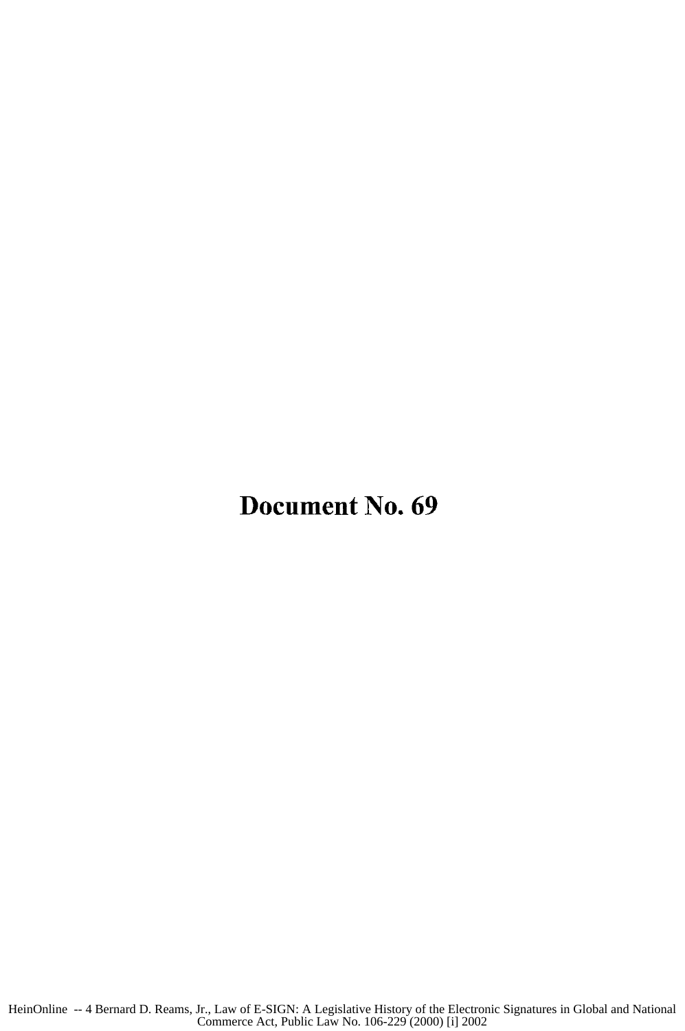# Document No. 69